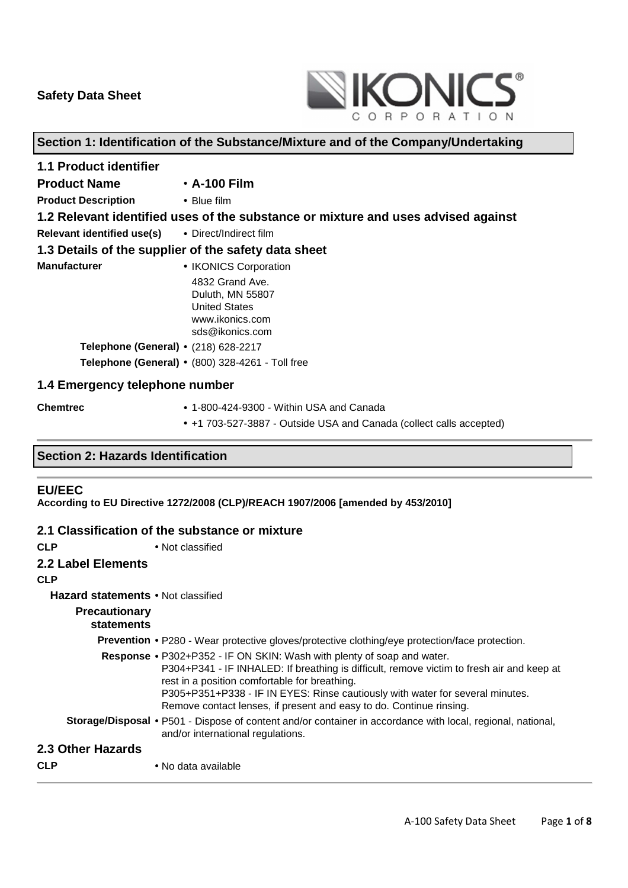**Safety Data Sheet**

IKONICS CORPORATION

## Section 1: Identification of the Substance/Mixture and of the Company/Undertaking

### 1.1 Product identifier

**Product Name** • **A-100 Film**

**Product Description** • Blue film

### 1.2 Relevant identified uses of the substance or mixture and uses advised against

**Relevant identified use(s)** • Direct/Indirect film

### 1.3 Details of the supplier of the safety data sheet

**Manufacturer** • IKONICS Corporation
4832 Grand Ave.
Duluth, MN 55807
United States
www.ikonics.com
sds@ikonics.com

**Telephone (General)** • (218) 628-2217

**Telephone (General)** • (800) 328-4261 - Toll free

### 1.4 Emergency telephone number

**Chemtrec**
- 1-800-424-9300 - Within USA and Canada
- +1 703-527-3887 - Outside USA and Canada (collect calls accepted)

## Section 2: Hazards Identification

### EU/EEC

**According to EU Directive 1272/2008 (CLP)/REACH 1907/2006 [amended by 453/2010]**

### 2.1 Classification of the substance or mixture

**CLP** • Not classified

### 2.2 Label Elements

**CLP**

**Hazard statements** • Not classified

**Precautionary statements**

**Prevention** • P280 - Wear protective gloves/protective clothing/eye protection/face protection.

**Response** • P302+P352 - IF ON SKIN: Wash with plenty of soap and water.
P304+P341 - IF INHALED: If breathing is difficult, remove victim to fresh air and keep at rest in a position comfortable for breathing.
P305+P351+P338 - IF IN EYES: Rinse cautiously with water for several minutes. Remove contact lenses, if present and easy to do. Continue rinsing.

**Storage/Disposal** • P501 - Dispose of content and/or container in accordance with local, regional, national, and/or international regulations.

### 2.3 Other Hazards

**CLP** • No data available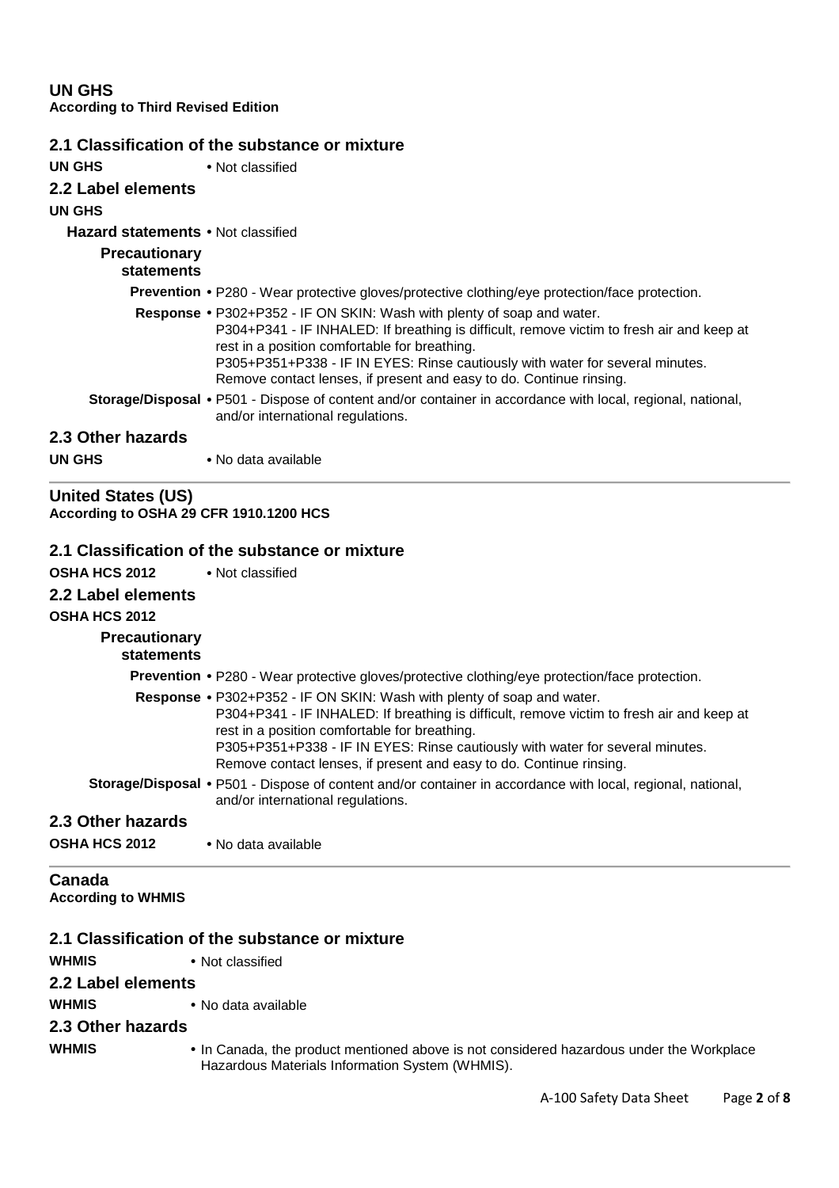## UN GHS

**According to Third Revised Edition**

### 2.1 Classification of the substance or mixture

**UN GHS** • Not classified

### 2.2 Label elements

**UN GHS**

**Hazard statements** • Not classified

**Precautionary statements**

**Prevention** • P280 - Wear protective gloves/protective clothing/eye protection/face protection.

**Response** • P302+P352 - IF ON SKIN: Wash with plenty of soap and water.
P304+P341 - IF INHALED: If breathing is difficult, remove victim to fresh air and keep at rest in a position comfortable for breathing.
P305+P351+P338 - IF IN EYES: Rinse cautiously with water for several minutes. Remove contact lenses, if present and easy to do. Continue rinsing.

**Storage/Disposal** • P501 - Dispose of content and/or container in accordance with local, regional, national, and/or international regulations.

### 2.3 Other hazards

**UN GHS** • No data available

## United States (US)

**According to OSHA 29 CFR 1910.1200 HCS**

### 2.1 Classification of the substance or mixture

**OSHA HCS 2012** • Not classified

### 2.2 Label elements

**OSHA HCS 2012**

**Precautionary statements**

**Prevention** • P280 - Wear protective gloves/protective clothing/eye protection/face protection.

**Response** • P302+P352 - IF ON SKIN: Wash with plenty of soap and water.
P304+P341 - IF INHALED: If breathing is difficult, remove victim to fresh air and keep at rest in a position comfortable for breathing.
P305+P351+P338 - IF IN EYES: Rinse cautiously with water for several minutes. Remove contact lenses, if present and easy to do. Continue rinsing.

**Storage/Disposal** • P501 - Dispose of content and/or container in accordance with local, regional, national, and/or international regulations.

### 2.3 Other hazards

**OSHA HCS 2012** • No data available

## Canada

**According to WHMIS**

### 2.1 Classification of the substance or mixture

**WHMIS** • Not classified

### 2.2 Label elements

**WHMIS** • No data available

### 2.3 Other hazards

**WHMIS** • In Canada, the product mentioned above is not considered hazardous under the Workplace Hazardous Materials Information System (WHMIS).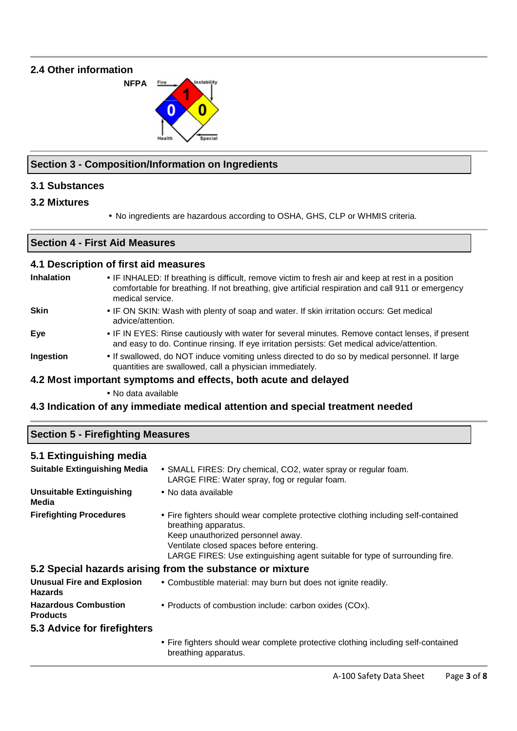### 2.4 Other information

**NFPA**

Fire: 1 | Health: 0 | Instability: 0 | Special:

## Section 3 - Composition/Information on Ingredients

### 3.1 Substances

### 3.2 Mixtures

- No ingredients are hazardous according to OSHA, GHS, CLP or WHMIS criteria.

## Section 4 - First Aid Measures

### 4.1 Description of first aid measures

**Inhalation**
- IF INHALED: If breathing is difficult, remove victim to fresh air and keep at rest in a position comfortable for breathing. If not breathing, give artificial respiration and call 911 or emergency medical service.

**Skin**
- IF ON SKIN: Wash with plenty of soap and water. If skin irritation occurs: Get medical advice/attention.

**Eye**
- IF IN EYES: Rinse cautiously with water for several minutes. Remove contact lenses, if present and easy to do. Continue rinsing. If eye irritation persists: Get medical advice/attention.

**Ingestion**
- If swallowed, do NOT induce vomiting unless directed to do so by medical personnel. If large quantities are swallowed, call a physician immediately.

### 4.2 Most important symptoms and effects, both acute and delayed

- No data available

### 4.3 Indication of any immediate medical attention and special treatment needed

## Section 5 - Firefighting Measures

### 5.1 Extinguishing media

**Suitable Extinguishing Media**
- SMALL FIRES: Dry chemical, CO2, water spray or regular foam.
  LARGE FIRE: Water spray, fog or regular foam.

**Unsuitable Extinguishing Media**
- No data available

**Firefighting Procedures**
- Fire fighters should wear complete protective clothing including self-contained breathing apparatus.
  Keep unauthorized personnel away.
  Ventilate closed spaces before entering.
  LARGE FIRES: Use extinguishing agent suitable for type of surrounding fire.

### 5.2 Special hazards arising from the substance or mixture

**Unusual Fire and Explosion Hazards**
- Combustible material: may burn but does not ignite readily.

**Hazardous Combustion Products**
- Products of combustion include: carbon oxides (COx).

### 5.3 Advice for firefighters

- Fire fighters should wear complete protective clothing including self-contained breathing apparatus.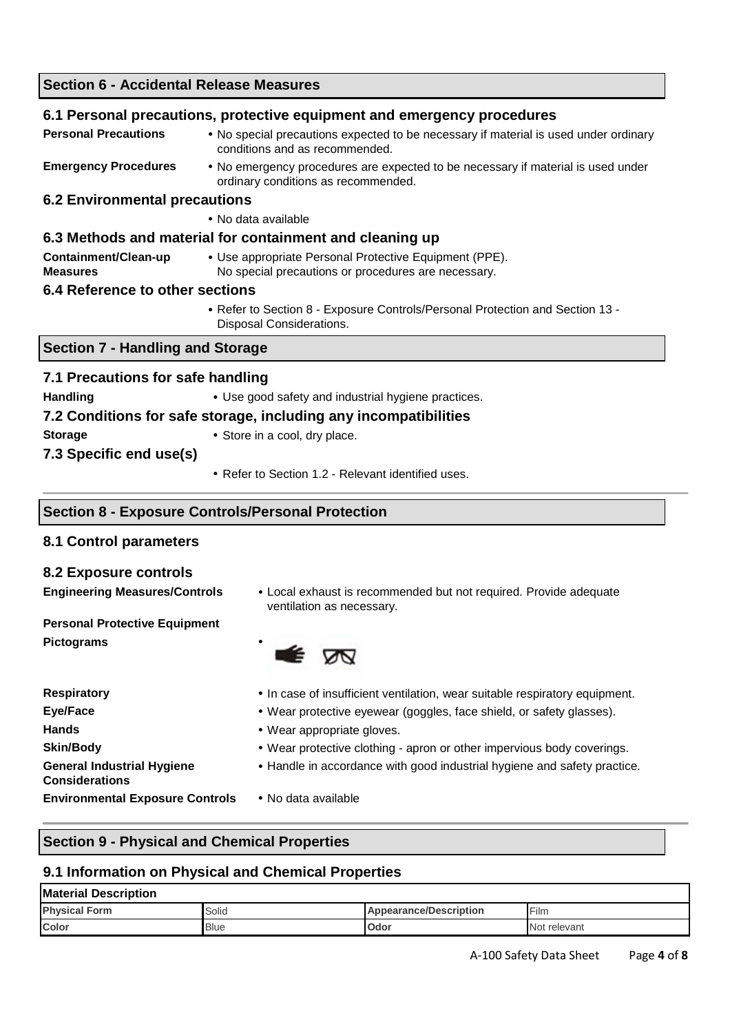## Section 6 - Accidental Release Measures

### 6.1 Personal precautions, protective equipment and emergency procedures

**Personal Precautions**
- No special precautions expected to be necessary if material is used under ordinary conditions and as recommended.

**Emergency Procedures**
- No emergency procedures are expected to be necessary if material is used under ordinary conditions as recommended.

### 6.2 Environmental precautions

- No data available

### 6.3 Methods and material for containment and cleaning up

**Containment/Clean-up Measures**
- Use appropriate Personal Protective Equipment (PPE). No special precautions or procedures are necessary.

### 6.4 Reference to other sections

- Refer to Section 8 - Exposure Controls/Personal Protection and Section 13 - Disposal Considerations.

## Section 7 - Handling and Storage

### 7.1 Precautions for safe handling

**Handling**
- Use good safety and industrial hygiene practices.

### 7.2 Conditions for safe storage, including any incompatibilities

**Storage**
- Store in a cool, dry place.

### 7.3 Specific end use(s)

- Refer to Section 1.2 - Relevant identified uses.

## Section 8 - Exposure Controls/Personal Protection

### 8.1 Control parameters

### 8.2 Exposure controls

**Engineering Measures/Controls**
- Local exhaust is recommended but not required. Provide adequate ventilation as necessary.

**Personal Protective Equipment**

**Pictograms**
- 

**Respiratory**
- In case of insufficient ventilation, wear suitable respiratory equipment.

**Eye/Face**
- Wear protective eyewear (goggles, face shield, or safety glasses).

**Hands**
- Wear appropriate gloves.

**Skin/Body**
- Wear protective clothing - apron or other impervious body coverings.

**General Industrial Hygiene Considerations**
- Handle in accordance with good industrial hygiene and safety practice.

**Environmental Exposure Controls**
- No data available

## Section 9 - Physical and Chemical Properties

### 9.1 Information on Physical and Chemical Properties

| Material Description | | | |
|---|---|---|---|
| **Physical Form** | Solid | **Appearance/Description** | Film |
| **Color** | Blue | **Odor** | Not relevant |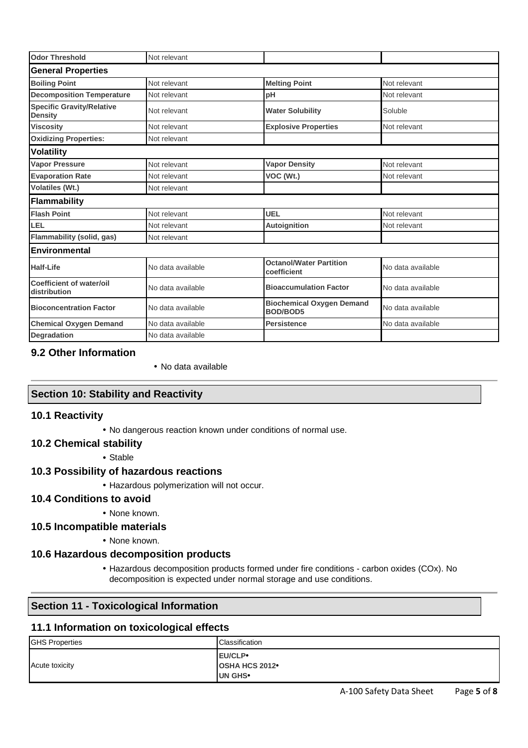| | | | |
|---|---|---|---|
| **Odor Threshold** | Not relevant | | |
| **General Properties** | | | |
| **Boiling Point** | Not relevant | **Melting Point** | Not relevant |
| **Decomposition Temperature** | Not relevant | **pH** | Not relevant |
| **Specific Gravity/Relative Density** | Not relevant | **Water Solubility** | Soluble |
| **Viscosity** | Not relevant | **Explosive Properties** | Not relevant |
| **Oxidizing Properties:** | Not relevant | | |
| **Volatility** | | | |
| **Vapor Pressure** | Not relevant | **Vapor Density** | Not relevant |
| **Evaporation Rate** | Not relevant | **VOC (Wt.)** | Not relevant |
| **Volatiles (Wt.)** | Not relevant | | |
| **Flammability** | | | |
| **Flash Point** | Not relevant | **UEL** | Not relevant |
| **LEL** | Not relevant | **Autoignition** | Not relevant |
| **Flammability (solid, gas)** | Not relevant | | |
| **Environmental** | | | |
| **Half-Life** | No data available | **Octanol/Water Partition coefficient** | No data available |
| **Coefficient of water/oil distribution** | No data available | **Bioaccumulation Factor** | No data available |
| **Bioconcentration Factor** | No data available | **Biochemical Oxygen Demand BOD/BOD5** | No data available |
| **Chemical Oxygen Demand** | No data available | **Persistence** | No data available |
| **Degradation** | No data available | | |

### 9.2 Other Information

- No data available

## Section 10: Stability and Reactivity

### 10.1 Reactivity

- No dangerous reaction known under conditions of normal use.

### 10.2 Chemical stability

- Stable

### 10.3 Possibility of hazardous reactions

- Hazardous polymerization will not occur.

### 10.4 Conditions to avoid

- None known.

### 10.5 Incompatible materials

- None known.

### 10.6 Hazardous decomposition products

- Hazardous decomposition products formed under fire conditions - carbon oxides (COx). No decomposition is expected under normal storage and use conditions.

## Section 11 - Toxicological Information

### 11.1 Information on toxicological effects

| GHS Properties | Classification |
|---|---|
| Acute toxicity | **EU/CLP•**<br>**OSHA HCS 2012•**<br>**UN GHS•** |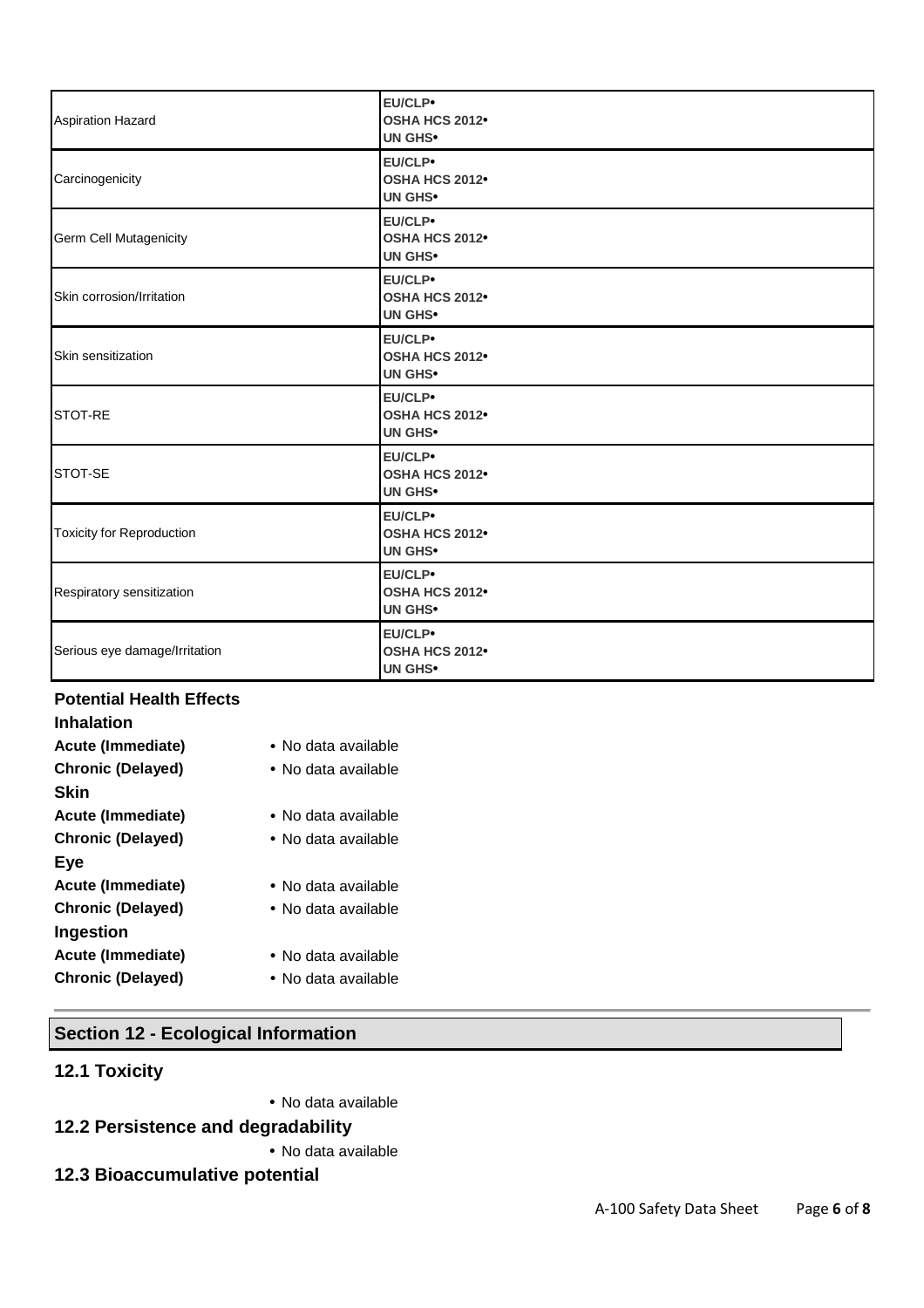| | |
|---|---|
| Aspiration Hazard | **EU/CLP•**<br>**OSHA HCS 2012•**<br>**UN GHS•** |
| Carcinogenicity | **EU/CLP•**<br>**OSHA HCS 2012•**<br>**UN GHS•** |
| Germ Cell Mutagenicity | **EU/CLP•**<br>**OSHA HCS 2012•**<br>**UN GHS•** |
| Skin corrosion/Irritation | **EU/CLP•**<br>**OSHA HCS 2012•**<br>**UN GHS•** |
| Skin sensitization | **EU/CLP•**<br>**OSHA HCS 2012•**<br>**UN GHS•** |
| STOT-RE | **EU/CLP•**<br>**OSHA HCS 2012•**<br>**UN GHS•** |
| STOT-SE | **EU/CLP•**<br>**OSHA HCS 2012•**<br>**UN GHS•** |
| Toxicity for Reproduction | **EU/CLP•**<br>**OSHA HCS 2012•**<br>**UN GHS•** |
| Respiratory sensitization | **EU/CLP•**<br>**OSHA HCS 2012•**<br>**UN GHS•** |
| Serious eye damage/Irritation | **EU/CLP•**<br>**OSHA HCS 2012•**<br>**UN GHS•** |

### Potential Health Effects

**Inhalation**

**Acute (Immediate)** • No data available

**Chronic (Delayed)** • No data available

**Skin**

**Acute (Immediate)** • No data available

**Chronic (Delayed)** • No data available

**Eye**

**Acute (Immediate)** • No data available

**Chronic (Delayed)** • No data available

**Ingestion**

**Acute (Immediate)** • No data available

**Chronic (Delayed)** • No data available

## Section 12 - Ecological Information

### 12.1 Toxicity

• No data available

### 12.2 Persistence and degradability

• No data available

### 12.3 Bioaccumulative potential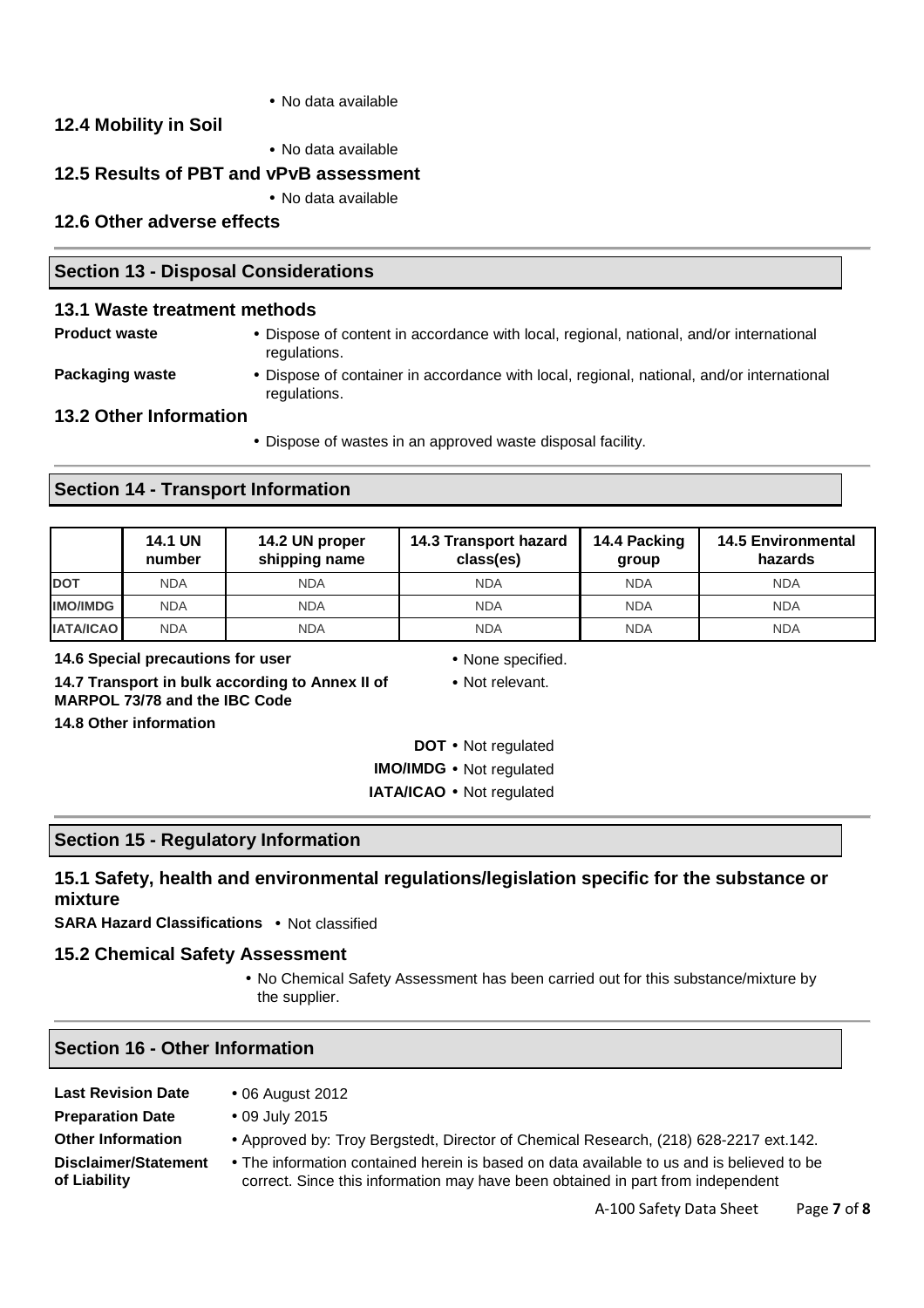- No data available

### 12.4 Mobility in Soil

- No data available

### 12.5 Results of PBT and vPvB assessment

- No data available

### 12.6 Other adverse effects

## Section 13 - Disposal Considerations

### 13.1 Waste treatment methods

**Product waste**
- Dispose of content in accordance with local, regional, national, and/or international regulations.

**Packaging waste**
- Dispose of container in accordance with local, regional, national, and/or international regulations.

### 13.2 Other Information

- Dispose of wastes in an approved waste disposal facility.

## Section 14 - Transport Information

| | 14.1 UN number | 14.2 UN proper shipping name | 14.3 Transport hazard class(es) | 14.4 Packing group | 14.5 Environmental hazards |
|---|---|---|---|---|---|
| **DOT** | NDA | NDA | NDA | NDA | NDA |
| **IMO/IMDG** | NDA | NDA | NDA | NDA | NDA |
| **IATA/ICAO** | NDA | NDA | NDA | NDA | NDA |

**14.6 Special precautions for user**
- None specified.

**14.7 Transport in bulk according to Annex II of MARPOL 73/78 and the IBC Code**
- Not relevant.

**14.8 Other information**

**DOT** • Not regulated
**IMO/IMDG** • Not regulated
**IATA/ICAO** • Not regulated

## Section 15 - Regulatory Information

### 15.1 Safety, health and environmental regulations/legislation specific for the substance or mixture

**SARA Hazard Classifications** • Not classified

### 15.2 Chemical Safety Assessment

- No Chemical Safety Assessment has been carried out for this substance/mixture by the supplier.

## Section 16 - Other Information

**Last Revision Date**
- 06 August 2012

**Preparation Date**
- 09 July 2015

**Other Information**
- Approved by: Troy Bergstedt, Director of Chemical Research, (218) 628-2217 ext.142.

**Disclaimer/Statement of Liability**
- The information contained herein is based on data available to us and is believed to be correct. Since this information may have been obtained in part from independent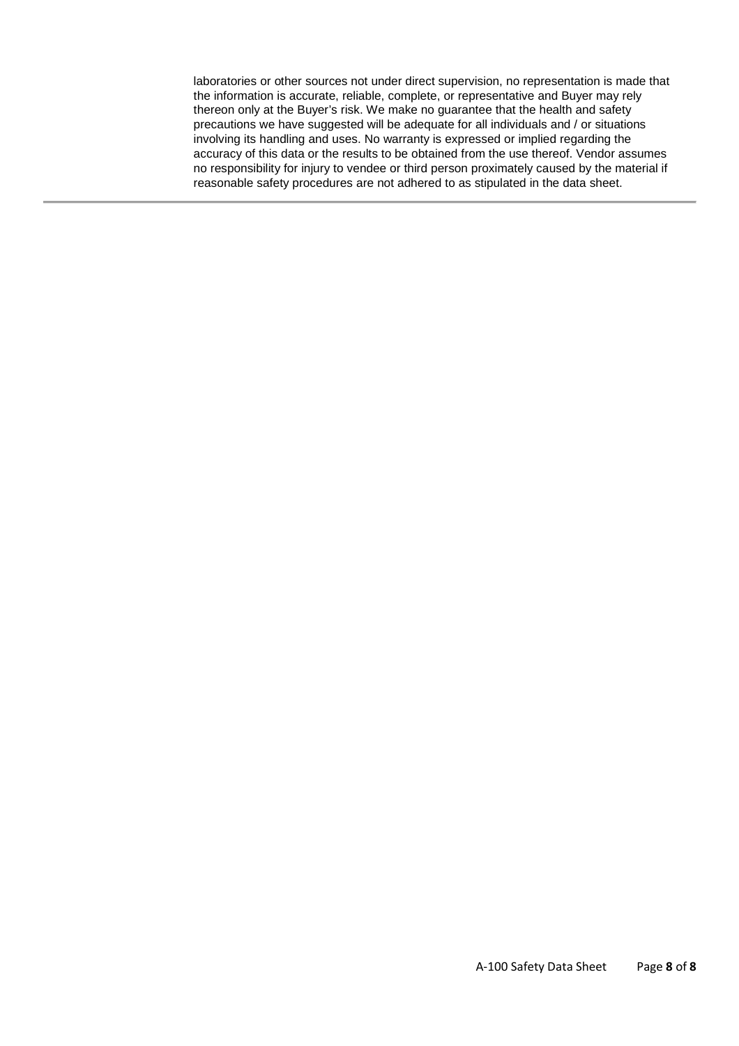laboratories or other sources not under direct supervision, no representation is made that the information is accurate, reliable, complete, or representative and Buyer may rely thereon only at the Buyer's risk. We make no guarantee that the health and safety precautions we have suggested will be adequate for all individuals and / or situations involving its handling and uses. No warranty is expressed or implied regarding the accuracy of this data or the results to be obtained from the use thereof. Vendor assumes no responsibility for injury to vendee or third person proximately caused by the material if reasonable safety procedures are not adhered to as stipulated in the data sheet.